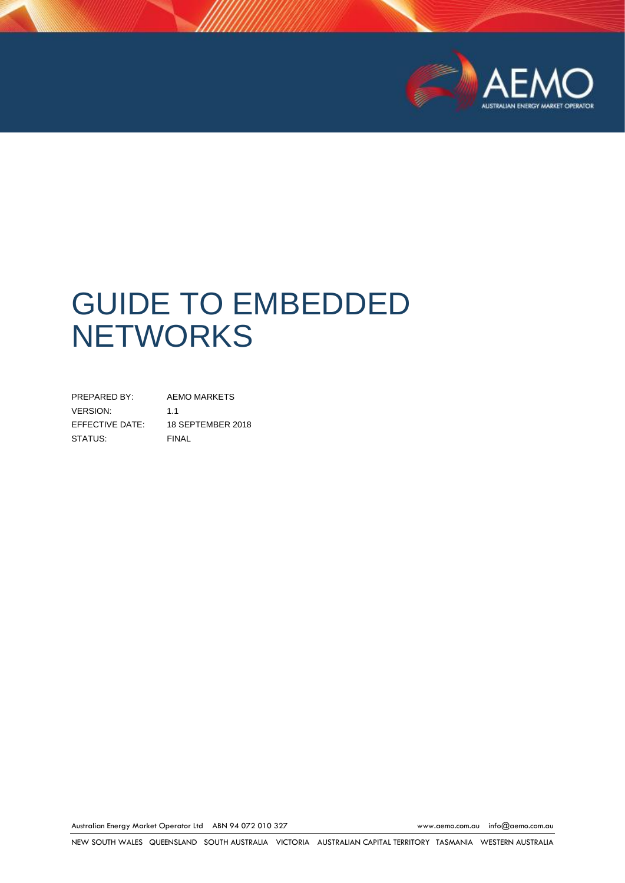# GUIDE TO EMBEDDED NETWORKS

| | |
|---|---|
| PREPARED BY: | AEMO MARKETS |
| VERSION: | 1.1 |
| EFFECTIVE DATE: | 18 SEPTEMBER 2018 |
| STATUS: | FINAL |

Australian Energy Market Operator Ltd ABN 94 072 010 327 www.aemo.com.au info@aemo.com.au

NEW SOUTH WALES QUEENSLAND SOUTH AUSTRALIA VICTORIA AUSTRALIAN CAPITAL TERRITORY TASMANIA WESTERN AUSTRALIA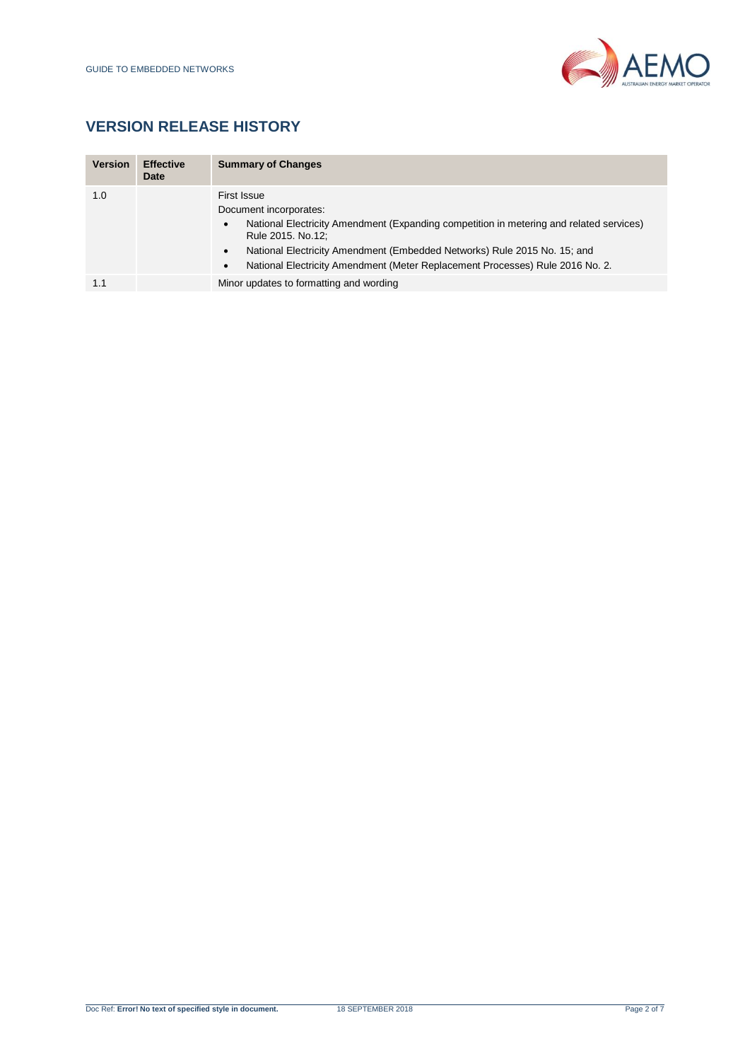## VERSION RELEASE HISTORY

| Version | Effective Date | Summary of Changes |
| --- | --- | --- |
| 1.0 | | First Issue<br>Document incorporates:<br>• National Electricity Amendment (Expanding competition in metering and related services) Rule 2015. No.12;<br>• National Electricity Amendment (Embedded Networks) Rule 2015 No. 15; and<br>• National Electricity Amendment (Meter Replacement Processes) Rule 2016 No. 2. |
| 1.1 | | Minor updates to formatting and wording |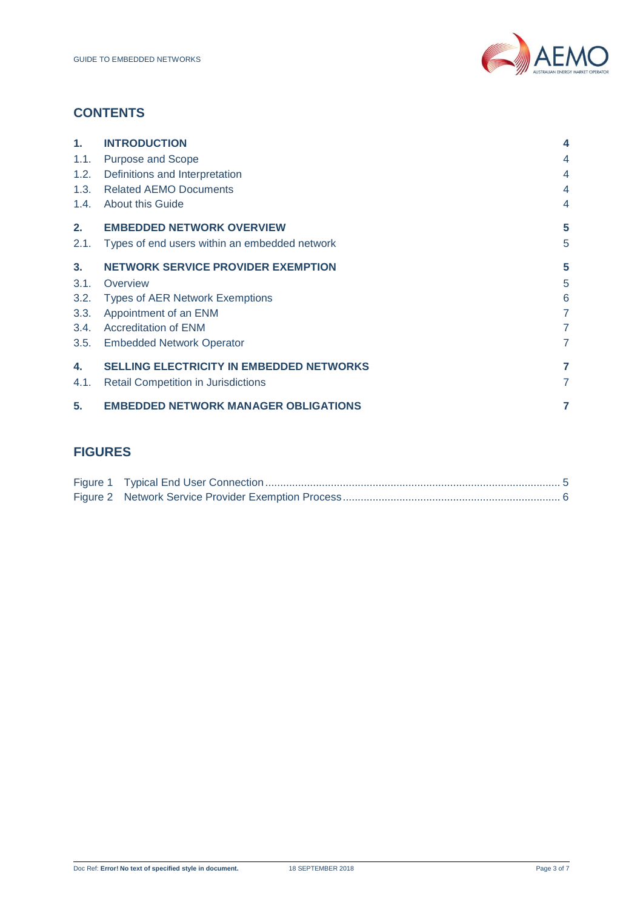## CONTENTS

| | | |
|---|---|---|
| **1.** | **INTRODUCTION** | **4** |
| 1.1. | Purpose and Scope | 4 |
| 1.2. | Definitions and Interpretation | 4 |
| 1.3. | Related AEMO Documents | 4 |
| 1.4. | About this Guide | 4 |
| **2.** | **EMBEDDED NETWORK OVERVIEW** | **5** |
| 2.1. | Types of end users within an embedded network | 5 |
| **3.** | **NETWORK SERVICE PROVIDER EXEMPTION** | **5** |
| 3.1. | Overview | 5 |
| 3.2. | Types of AER Network Exemptions | 6 |
| 3.3. | Appointment of an ENM | 7 |
| 3.4. | Accreditation of ENM | 7 |
| 3.5. | Embedded Network Operator | 7 |
| **4.** | **SELLING ELECTRICITY IN EMBEDDED NETWORKS** | **7** |
| 4.1. | Retail Competition in Jurisdictions | 7 |
| **5.** | **EMBEDDED NETWORK MANAGER OBLIGATIONS** | **7** |

## FIGURES

| | | |
|---|---|---|
| Figure 1 | Typical End User Connection | 5 |
| Figure 2 | Network Service Provider Exemption Process | 6 |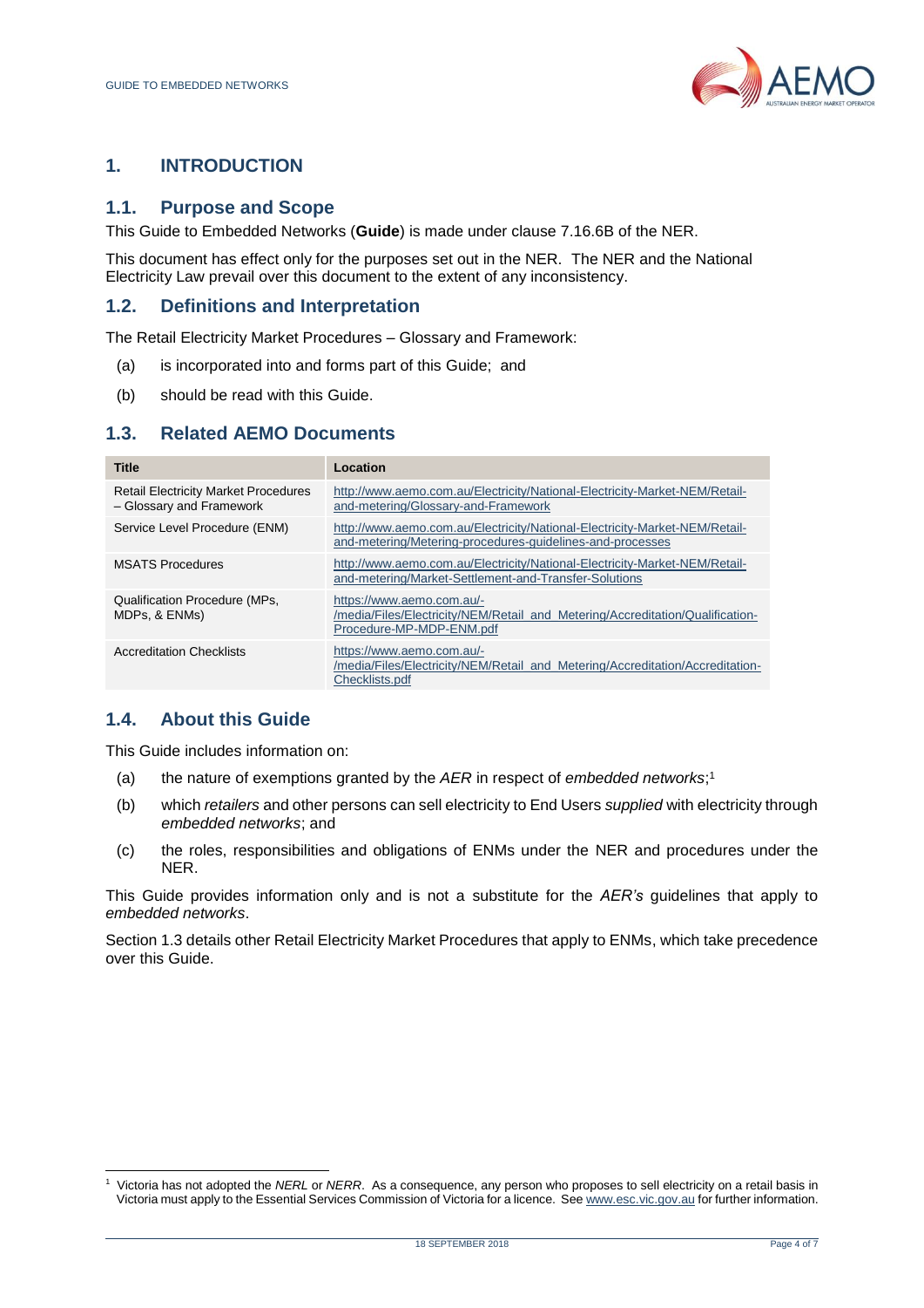# 1. INTRODUCTION

## 1.1. Purpose and Scope

This Guide to Embedded Networks (**Guide**) is made under clause 7.16.6B of the NER.

This document has effect only for the purposes set out in the NER. The NER and the National Electricity Law prevail over this document to the extent of any inconsistency.

## 1.2. Definitions and Interpretation

The Retail Electricity Market Procedures – Glossary and Framework:

(a) is incorporated into and forms part of this Guide; and

(b) should be read with this Guide.

## 1.3. Related AEMO Documents

| Title | Location |
| --- | --- |
| Retail Electricity Market Procedures – Glossary and Framework | http://www.aemo.com.au/Electricity/National-Electricity-Market-NEM/Retail-and-metering/Glossary-and-Framework |
| Service Level Procedure (ENM) | http://www.aemo.com.au/Electricity/National-Electricity-Market-NEM/Retail-and-metering/Metering-procedures-guidelines-and-processes |
| MSATS Procedures | http://www.aemo.com.au/Electricity/National-Electricity-Market-NEM/Retail-and-metering/Market-Settlement-and-Transfer-Solutions |
| Qualification Procedure (MPs, MDPs, & ENMs) | https://www.aemo.com.au/-/media/Files/Electricity/NEM/Retail_and_Metering/Accreditation/Qualification-Procedure-MP-MDP-ENM.pdf |
| Accreditation Checklists | https://www.aemo.com.au/-/media/Files/Electricity/NEM/Retail_and_Metering/Accreditation/Accreditation-Checklists.pdf |

## 1.4. About this Guide

This Guide includes information on:

(a) the nature of exemptions granted by the *AER* in respect of *embedded networks*;[1]

(b) which *retailers* and other persons can sell electricity to End Users *supplied* with electricity through *embedded networks*; and

(c) the roles, responsibilities and obligations of ENMs under the NER and procedures under the NER.

This Guide provides information only and is not a substitute for the *AER's* guidelines that apply to *embedded networks*.

Section 1.3 details other Retail Electricity Market Procedures that apply to ENMs, which take precedence over this Guide.

[1] Victoria has not adopted the *NERL* or *NERR*. As a consequence, any person who proposes to sell electricity on a retail basis in Victoria must apply to the Essential Services Commission of Victoria for a licence. See www.esc.vic.gov.au for further information.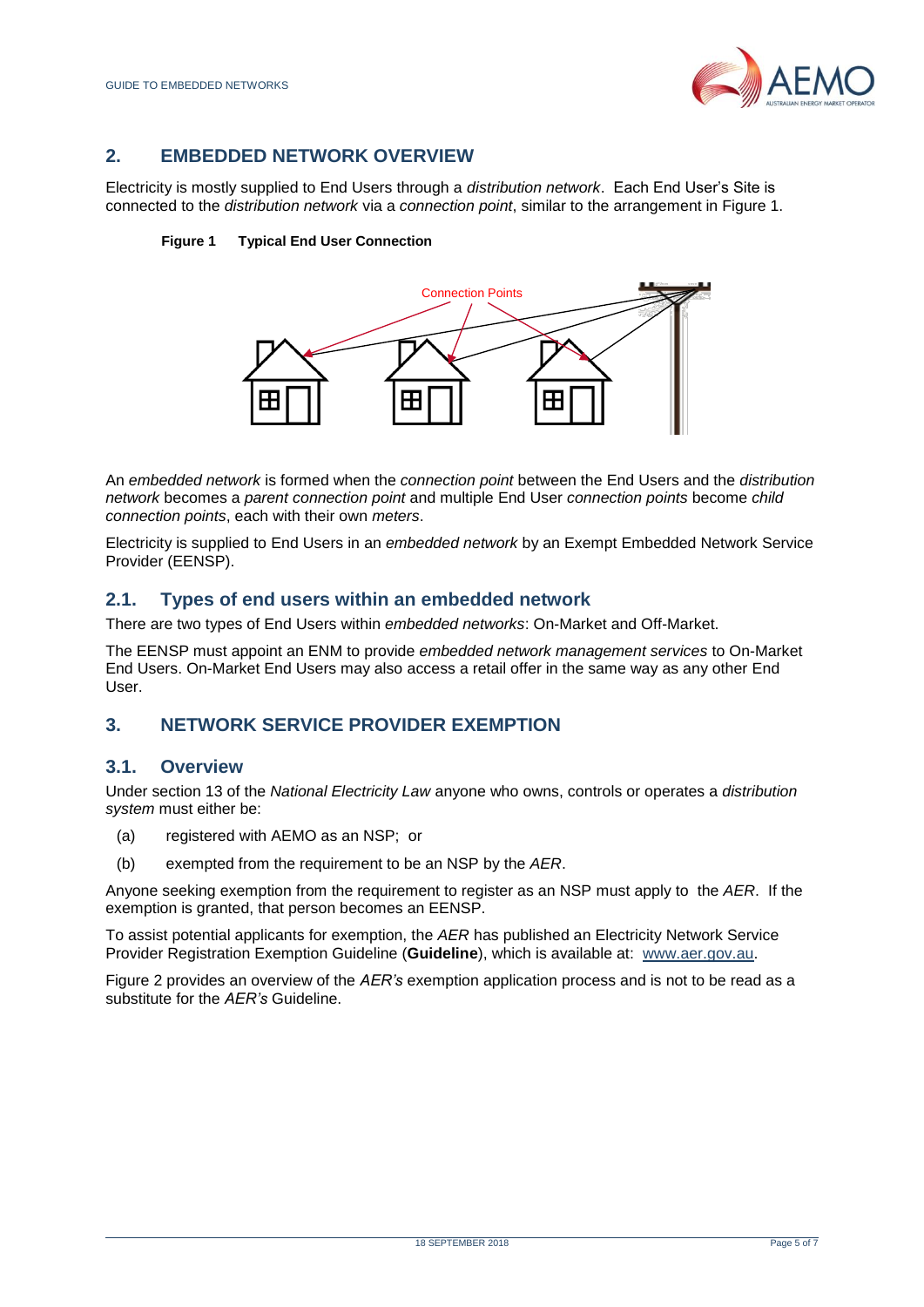## 2. EMBEDDED NETWORK OVERVIEW

Electricity is mostly supplied to End Users through a *distribution network*. Each End User's Site is connected to the *distribution network* via a *connection point*, similar to the arrangement in Figure 1.

**Figure 1 Typical End User Connection**

An *embedded network* is formed when the *connection point* between the End Users and the *distribution network* becomes a *parent connection point* and multiple End User *connection points* become *child connection points*, each with their own *meters*.

Electricity is supplied to End Users in an *embedded network* by an Exempt Embedded Network Service Provider (EENSP).

### 2.1. Types of end users within an embedded network

There are two types of End Users within *embedded networks*: On-Market and Off-Market.

The EENSP must appoint an ENM to provide *embedded network management services* to On-Market End Users. On-Market End Users may also access a retail offer in the same way as any other End User.

## 3. NETWORK SERVICE PROVIDER EXEMPTION

### 3.1. Overview

Under section 13 of the *National Electricity Law* anyone who owns, controls or operates a *distribution system* must either be:

(a) registered with AEMO as an NSP; or

(b) exempted from the requirement to be an NSP by the *AER*.

Anyone seeking exemption from the requirement to register as an NSP must apply to the *AER*. If the exemption is granted, that person becomes an EENSP.

To assist potential applicants for exemption, the *AER* has published an Electricity Network Service Provider Registration Exemption Guideline (**Guideline**), which is available at: www.aer.gov.au.

Figure 2 provides an overview of the *AER's* exemption application process and is not to be read as a substitute for the *AER's* Guideline.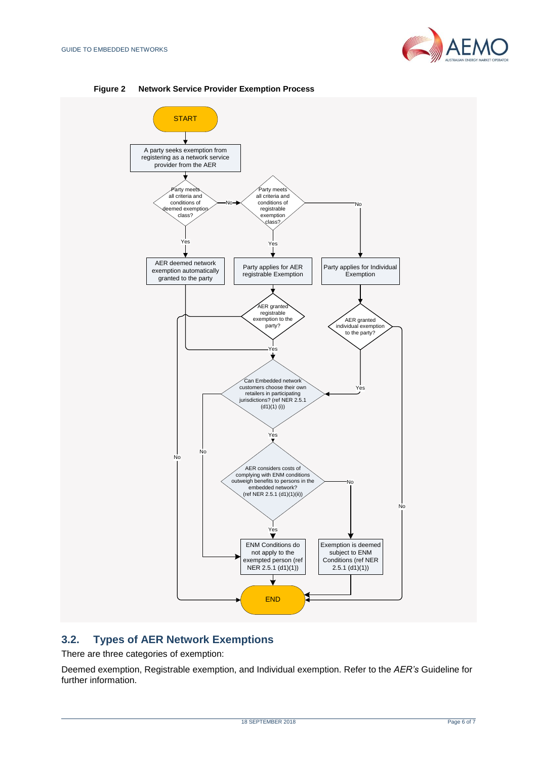**Figure 2 Network Service Provider Exemption Process**

- START
- A party seeks exemption from registering as a network service provider from the AER
- Party meets all criteria and conditions of deemed exemption class?
  - Yes → AER deemed network exemption automatically granted to the party → Can Embedded network customers choose their own retailers in participating jurisdictions?
  - No → Party meets all criteria and conditions of registrable exemption class?
    - Yes → Party applies for AER registrable Exemption → AER granted registrable exemption to the party?
      - Yes → Can Embedded network customers choose their own retailers in participating jurisdictions?
      - No → END
    - No → Party applies for Individual Exemption → AER granted individual exemption to the party?
      - Yes → Can Embedded network customers choose their own retailers in participating jurisdictions?
      - No → END
- Can Embedded network customers choose their own retailers in participating jurisdictions? (ref NER 2.5.1 (d1)(1) (i))
  - Yes → AER considers costs of complying with ENM conditions outweigh benefits to persons in the embedded network? (ref NER 2.5.1 (d1)(1)(ii))
    - Yes → ENM Conditions do not apply to the exempted person (ref NER 2.5.1 (d1)(1)) → END
    - No → Exemption is deemed subject to ENM Conditions (ref NER 2.5.1 (d1)(1)) → END
  - No → ENM Conditions do not apply to the exempted person (ref NER 2.5.1 (d1)(1)) → END

## 3.2. Types of AER Network Exemptions

There are three categories of exemption:

Deemed exemption, Registrable exemption, and Individual exemption. Refer to the *AER's* Guideline for further information.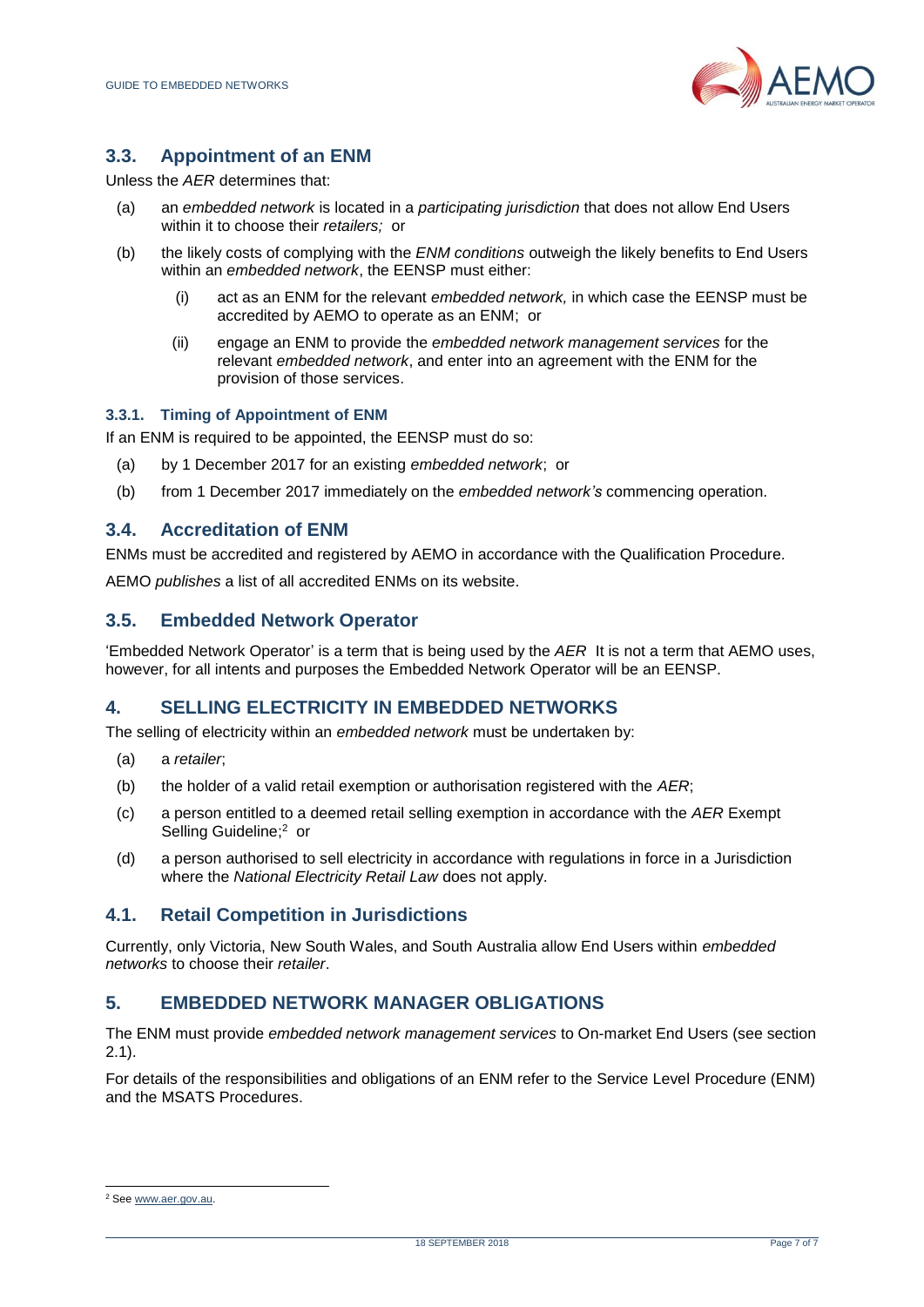## 3.3. Appointment of an ENM

Unless the *AER* determines that:

(a) an *embedded network* is located in a *participating jurisdiction* that does not allow End Users within it to choose their *retailers;* or

(b) the likely costs of complying with the *ENM conditions* outweigh the likely benefits to End Users within an *embedded network*, the EENSP must either:

  (i) act as an ENM for the relevant *embedded network,* in which case the EENSP must be accredited by AEMO to operate as an ENM; or

  (ii) engage an ENM to provide the *embedded network management services* for the relevant *embedded network*, and enter into an agreement with the ENM for the provision of those services.

### 3.3.1. Timing of Appointment of ENM

If an ENM is required to be appointed, the EENSP must do so:

(a) by 1 December 2017 for an existing *embedded network*; or

(b) from 1 December 2017 immediately on the *embedded network's* commencing operation.

## 3.4. Accreditation of ENM

ENMs must be accredited and registered by AEMO in accordance with the Qualification Procedure.

AEMO *publishes* a list of all accredited ENMs on its website.

## 3.5. Embedded Network Operator

'Embedded Network Operator' is a term that is being used by the *AER* It is not a term that AEMO uses, however, for all intents and purposes the Embedded Network Operator will be an EENSP.

# 4. SELLING ELECTRICITY IN EMBEDDED NETWORKS

The selling of electricity within an *embedded network* must be undertaken by:

(a) a *retailer*;

(b) the holder of a valid retail exemption or authorisation registered with the *AER*;

(c) a person entitled to a deemed retail selling exemption in accordance with the *AER* Exempt Selling Guideline;[2] or

(d) a person authorised to sell electricity in accordance with regulations in force in a Jurisdiction where the *National Electricity Retail Law* does not apply.

## 4.1. Retail Competition in Jurisdictions

Currently, only Victoria, New South Wales, and South Australia allow End Users within *embedded networks* to choose their *retailer*.

# 5. EMBEDDED NETWORK MANAGER OBLIGATIONS

The ENM must provide *embedded network management services* to On-market End Users (see section 2.1).

For details of the responsibilities and obligations of an ENM refer to the Service Level Procedure (ENM) and the MSATS Procedures.

[2] See www.aer.gov.au.